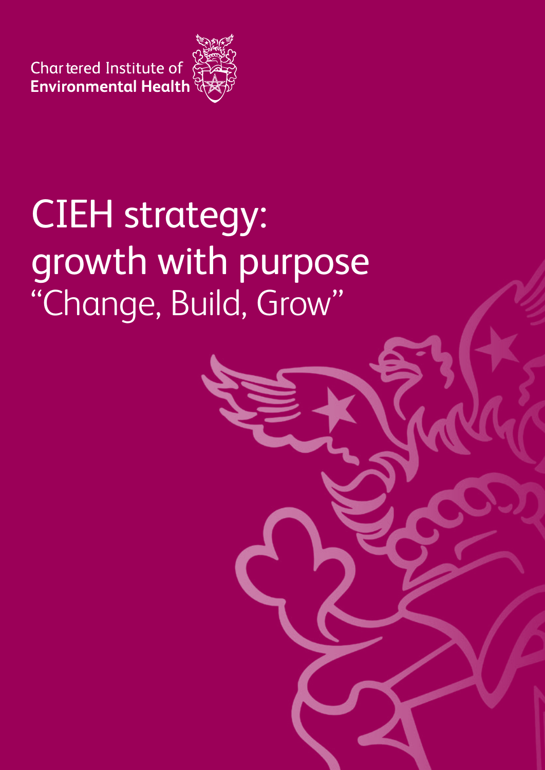Chartered Institute of
**Environmental Health**

# CIEH strategy: growth with purpose

"Change, Build, Grow"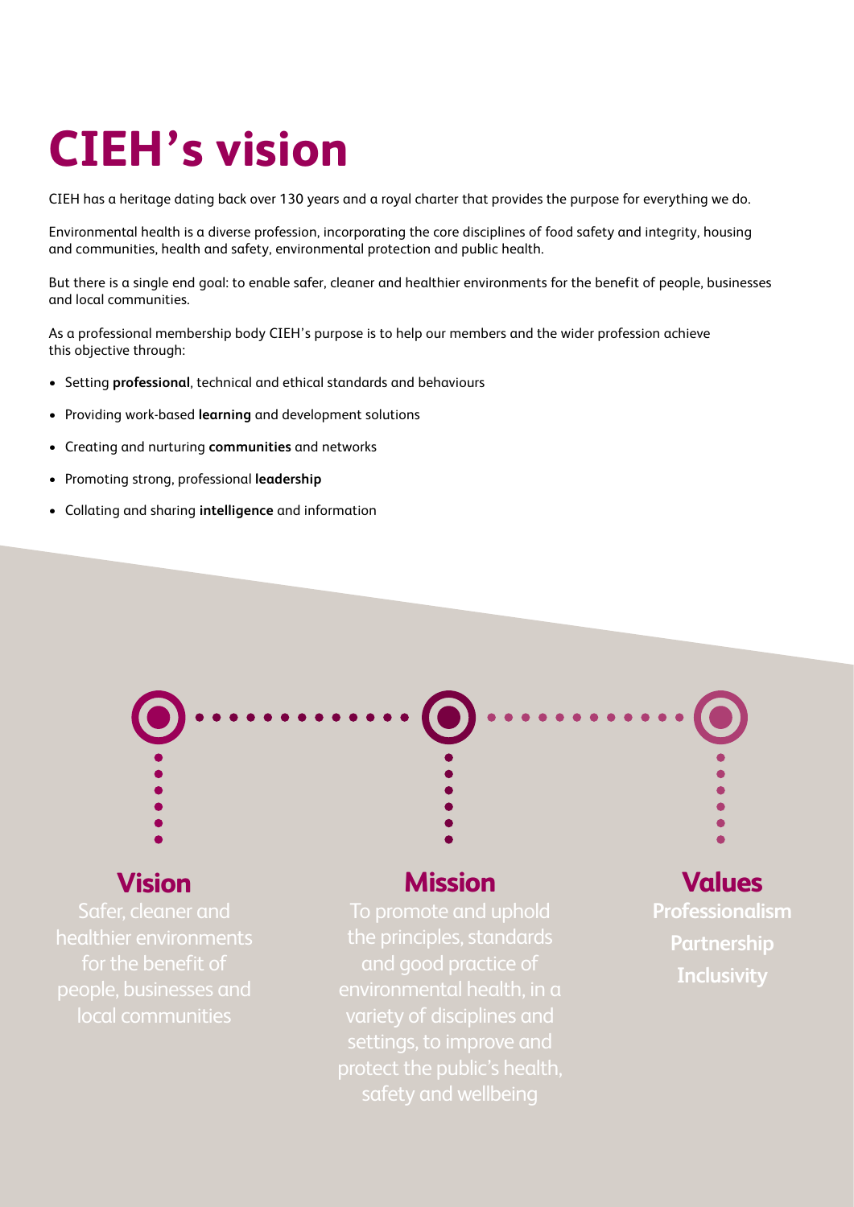# CIEH's vision

CIEH has a heritage dating back over 130 years and a royal charter that provides the purpose for everything we do.

Environmental health is a diverse profession, incorporating the core disciplines of food safety and integrity, housing and communities, health and safety, environmental protection and public health.

But there is a single end goal: to enable safer, cleaner and healthier environments for the benefit of people, businesses and local communities.

As a professional membership body CIEH's purpose is to help our members and the wider profession achieve this objective through:

- Setting **professional**, technical and ethical standards and behaviours
- Providing work-based **learning** and development solutions
- Creating and nurturing **communities** and networks
- Promoting strong, professional **leadership**
- Collating and sharing **intelligence** and information

## Vision

Safer, cleaner and healthier environments for the benefit of people, businesses and local communities

## Mission

To promote and uphold the principles, standards and good practice of environmental health, in a variety of disciplines and settings, to improve and protect the public's health, safety and wellbeing

## Values

**Professionalism**

**Partnership**

**Inclusivity**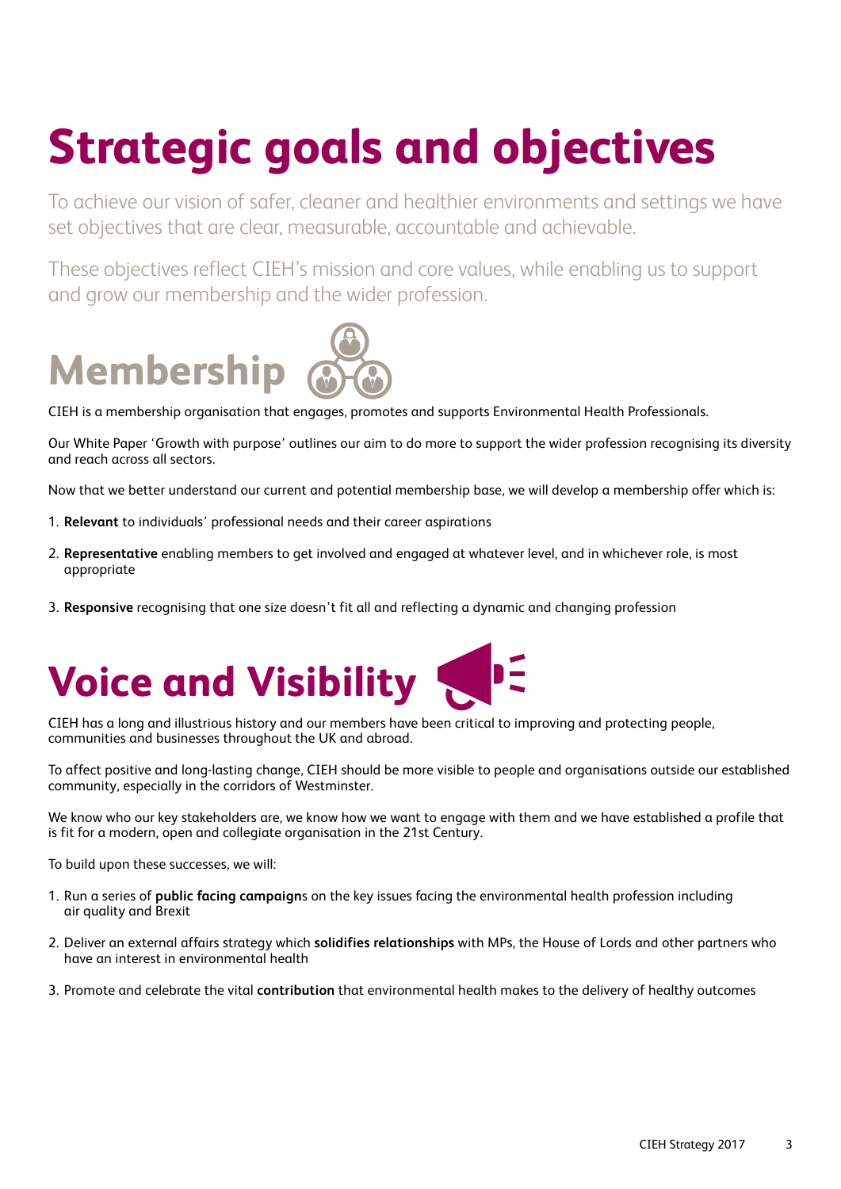# Strategic goals and objectives

To achieve our vision of safer, cleaner and healthier environments and settings we have set objectives that are clear, measurable, accountable and achievable.

These objectives reflect CIEH's mission and core values, while enabling us to support and grow our membership and the wider profession.

## Membership

CIEH is a membership organisation that engages, promotes and supports Environmental Health Professionals.

Our White Paper 'Growth with purpose' outlines our aim to do more to support the wider profession recognising its diversity and reach across all sectors.

Now that we better understand our current and potential membership base, we will develop a membership offer which is:

1. **Relevant** to individuals' professional needs and their career aspirations
2. **Representative** enabling members to get involved and engaged at whatever level, and in whichever role, is most appropriate
3. **Responsive** recognising that one size doesn't fit all and reflecting a dynamic and changing profession

## Voice and Visibility

CIEH has a long and illustrious history and our members have been critical to improving and protecting people, communities and businesses throughout the UK and abroad.

To affect positive and long-lasting change, CIEH should be more visible to people and organisations outside our established community, especially in the corridors of Westminster.

We know who our key stakeholders are, we know how we want to engage with them and we have established a profile that is fit for a modern, open and collegiate organisation in the 21st Century.

To build upon these successes, we will:

1. Run a series of **public facing campaign**s on the key issues facing the environmental health profession including air quality and Brexit
2. Deliver an external affairs strategy which **solidifies relationships** with MPs, the House of Lords and other partners who have an interest in environmental health
3. Promote and celebrate the vital **contribution** that environmental health makes to the delivery of healthy outcomes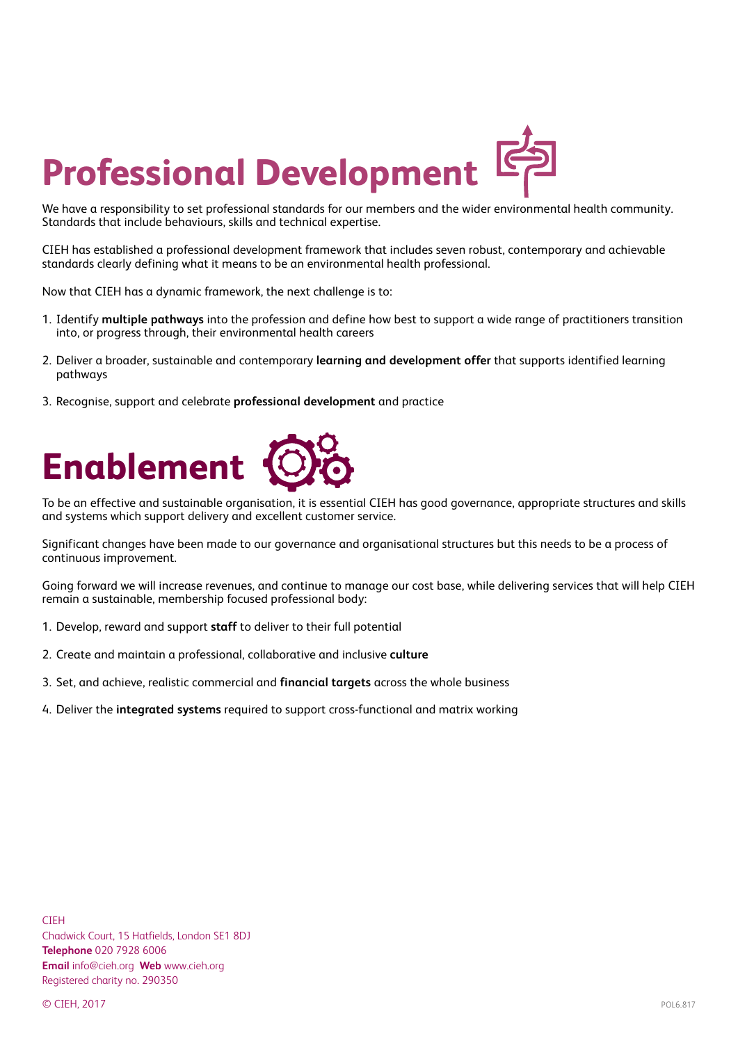# Professional Development

We have a responsibility to set professional standards for our members and the wider environmental health community. Standards that include behaviours, skills and technical expertise.

CIEH has established a professional development framework that includes seven robust, contemporary and achievable standards clearly defining what it means to be an environmental health professional.

Now that CIEH has a dynamic framework, the next challenge is to:

1. Identify **multiple pathways** into the profession and define how best to support a wide range of practitioners transition into, or progress through, their environmental health careers
2. Deliver a broader, sustainable and contemporary **learning and development offer** that supports identified learning pathways
3. Recognise, support and celebrate **professional development** and practice

# Enablement

To be an effective and sustainable organisation, it is essential CIEH has good governance, appropriate structures and skills and systems which support delivery and excellent customer service.

Significant changes have been made to our governance and organisational structures but this needs to be a process of continuous improvement.

Going forward we will increase revenues, and continue to manage our cost base, while delivering services that will help CIEH remain a sustainable, membership focused professional body:

1. Develop, reward and support **staff** to deliver to their full potential
2. Create and maintain a professional, collaborative and inclusive **culture**
3. Set, and achieve, realistic commercial and **financial targets** across the whole business
4. Deliver the **integrated systems** required to support cross-functional and matrix working

CIEH
Chadwick Court, 15 Hatfields, London SE1 8DJ
**Telephone** 020 7928 6006
**Email** info@cieh.org **Web** www.cieh.org
Registered charity no. 290350

© CIEH, 2017

POL6.817